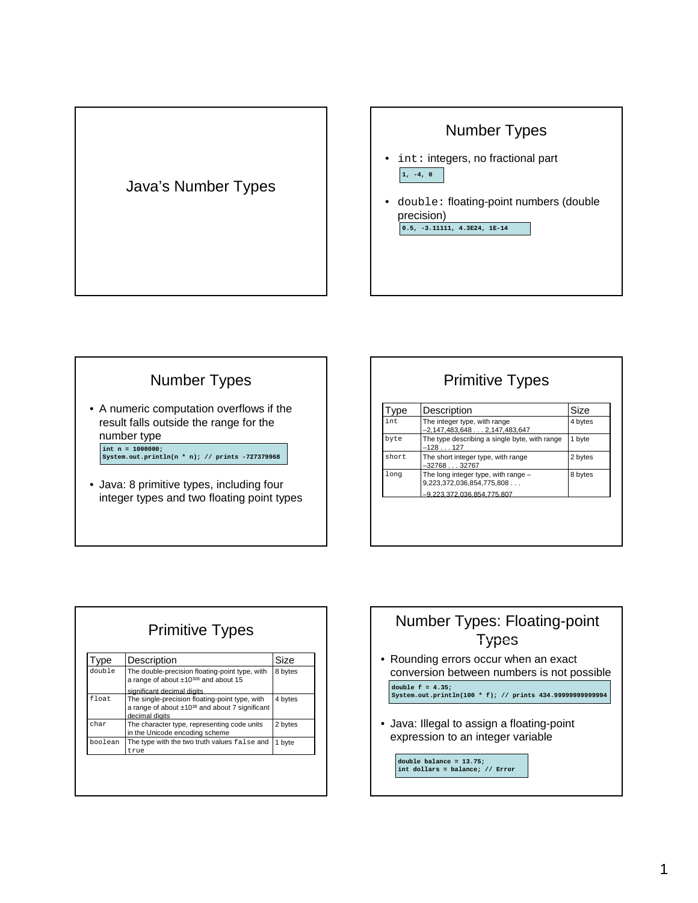# Java's Number Types

## Number Types

- `int:` integers, no fractional part

```
1, -4, 0
```

- `double:` floating-point numbers (double precision)

```
0.5, -3.11111, 4.3E24, 1E-14
```

## Number Types

- A numeric computation overflows if the result falls outside the range for the number type

```
int n = 1000000;
System.out.println(n * n); // prints -727379968
```

- Java: 8 primitive types, including four integer types and two floating point types

## Primitive Types

| Type | Description | Size |
|---|---|---|
| `int` | The integer type, with range –2,147,483,648 . . . 2,147,483,647 | 4 bytes |
| `byte` | The type describing a single byte, with range –128 . . . 127 | 1 byte |
| `short` | The short integer type, with range –32768 . . . 32767 | 2 bytes |
| `long` | The long integer type, with range –9,223,372,036,854,775,808 . . . –9,223,372,036,854,775,807 | 8 bytes |

## Primitive Types

| Type | Description | Size |
|---|---|---|
| `double` | The double-precision floating-point type, with a range of about $\pm 10^{308}$ and about 15 significant decimal digits | 8 bytes |
| `float` | The single-precision floating-point type, with a range of about $\pm 10^{38}$ and about 7 significant decimal digits | 4 bytes |
| `char` | The character type, representing code units in the Unicode encoding scheme | 2 bytes |
| `boolean` | The type with the two truth values `false` and `true` | 1 byte |

## Number Types: Floating-point Types

- Rounding errors occur when an exact conversion between numbers is not possible

```
double f = 4.35;
System.out.println(100 * f); // prints 434.99999999999994
```

- Java: Illegal to assign a floating-point expression to an integer variable

```
double balance = 13.75;
int dollars = balance; // Error
```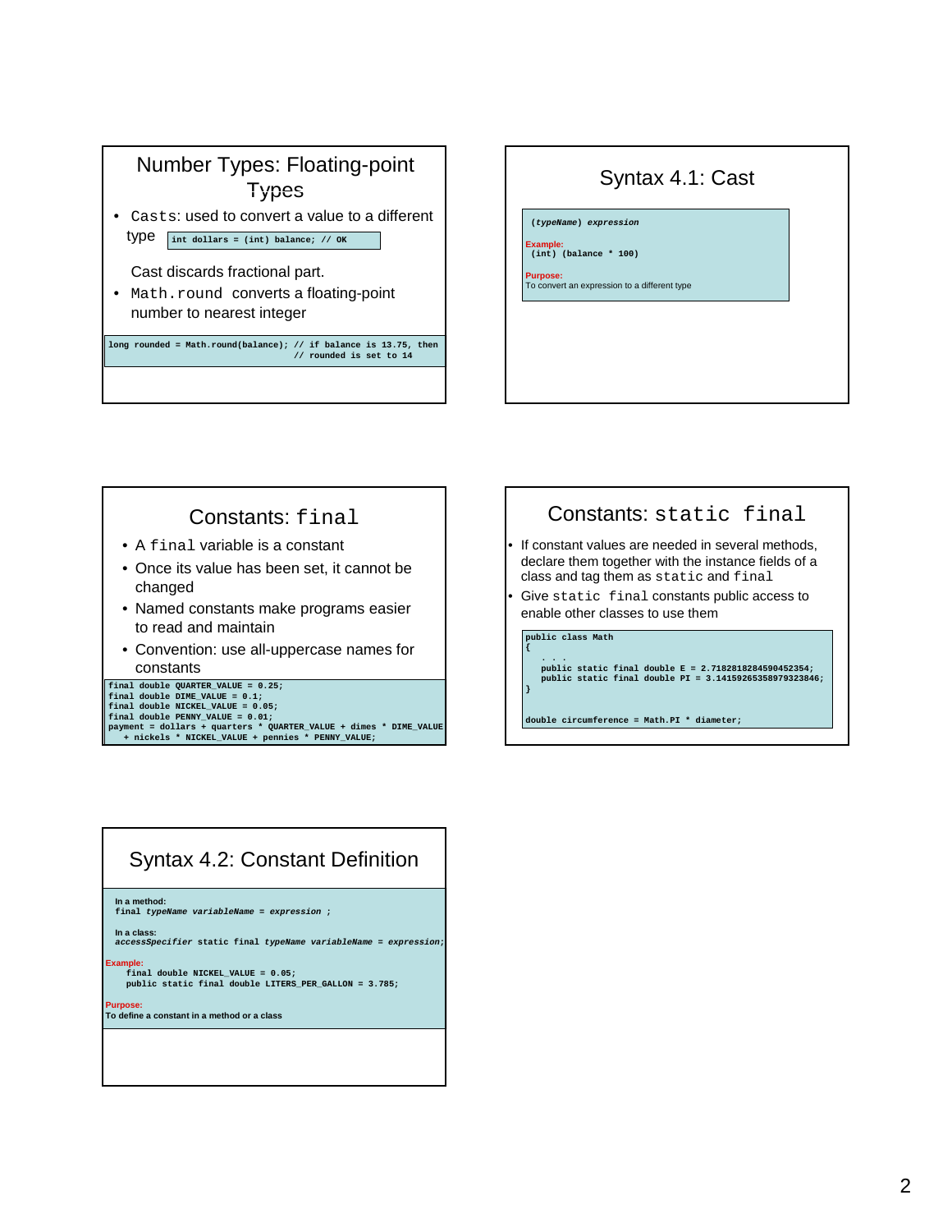## Number Types: Floating-point Types

- `Casts`: used to convert a value to a different type

```
int dollars = (int) balance; // OK
```

  Cast discards fractional part.

- `Math.round` converts a floating-point number to nearest integer

```
long rounded = Math.round(balance); // if balance is 13.75, then
                                    // rounded is set to 14
```

## Syntax 4.1: Cast

```
(typeName) expression
```

**Example:**

```
(int) (balance * 100)
```

**Purpose:**
To convert an expression to a different type

## Constants: `final`

- A `final` variable is a constant
- Once its value has been set, it cannot be changed
- Named constants make programs easier to read and maintain
- Convention: use all-uppercase names for constants

```
final double QUARTER_VALUE = 0.25;
final double DIME_VALUE = 0.1;
final double NICKEL_VALUE = 0.05;
final double PENNY_VALUE = 0.01;
payment = dollars + quarters * QUARTER_VALUE + dimes * DIME_VALUE
  + nickels * NICKEL_VALUE + pennies * PENNY_VALUE;
```

## Constants: `static final`

- If constant values are needed in several methods, declare them together with the instance fields of a class and tag them as `static` and `final`
- Give `static final` constants public access to enable other classes to use them

```
public class Math
{
   . . .
   public static final double E = 2.7182818284590452354;
   public static final double PI = 3.14159265358979323846;
}

double circumference = Math.PI * diameter;
```

## Syntax 4.2: Constant Definition

In a method:

```
final typeName variableName = expression ;
```

In a class:

```
accessSpecifier static final typeName variableName = expression;
```

**Example:**

```
final double NICKEL_VALUE = 0.05;
public static final double LITERS_PER_GALLON = 3.785;
```

**Purpose:**
To define a constant in a method or a class